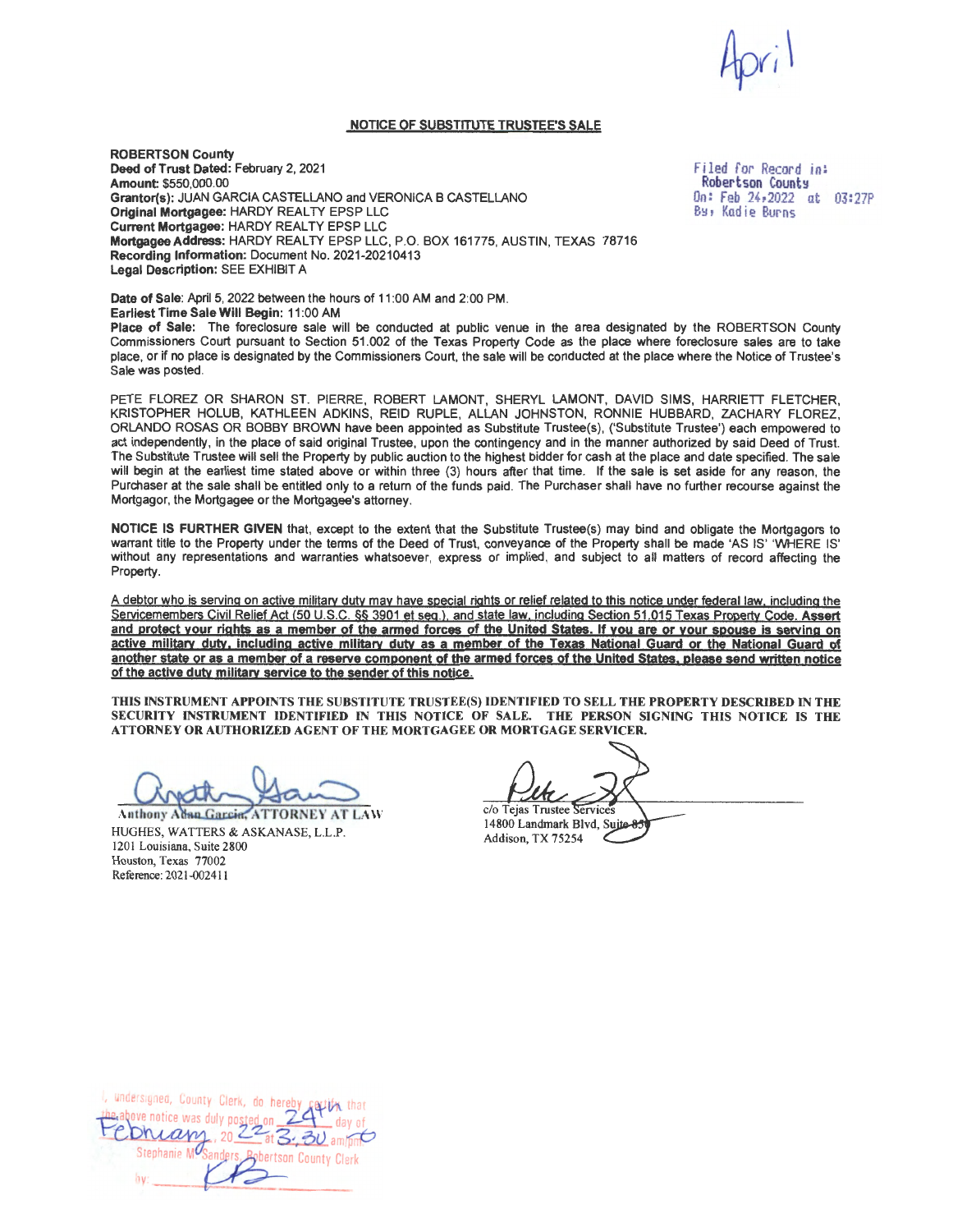April

## NOTICE OF SUBSTITUTE TRUSTEE'S SALE

**ROBERTSON County**
**Deed of Trust Dated:** February 2, 2021
**Amount:** $550,000.00
**Grantor(s):** JUAN GARCIA CASTELLANO and VERONICA B CASTELLANO
**Original Mortgagee:** HARDY REALTY EPSP LLC
**Current Mortgagee:** HARDY REALTY EPSP LLC
**Mortgagee Address:** HARDY REALTY EPSP LLC, P.O. BOX 161775, AUSTIN, TEXAS 78716
**Recording Information:** Document No. 2021-20210413
**Legal Description:** SEE EXHIBIT A

Filed for Record in:
Robertson County
On: Feb 24, 2022 at 03:27P
By: Kadie Burns

**Date of Sale:** April 5, 2022 between the hours of 11:00 AM and 2:00 PM.
**Earliest Time Sale Will Begin:** 11:00 AM
**Place of Sale:** The foreclosure sale will be conducted at public venue in the area designated by the ROBERTSON County Commissioners Court pursuant to Section 51.002 of the Texas Property Code as the place where foreclosure sales are to take place, or if no place is designated by the Commissioners Court, the sale will be conducted at the place where the Notice of Trustee's Sale was posted.

PETE FLOREZ OR SHARON ST. PIERRE, ROBERT LAMONT, SHERYL LAMONT, DAVID SIMS, HARRIETT FLETCHER, KRISTOPHER HOLUB, KATHLEEN ADKINS, REID RUPLE, ALLAN JOHNSTON, RONNIE HUBBARD, ZACHARY FLOREZ, ORLANDO ROSAS OR BOBBY BROWN have been appointed as Substitute Trustee(s), ('Substitute Trustee') each empowered to act independently, in the place of said original Trustee, upon the contingency and in the manner authorized by said Deed of Trust. The Substitute Trustee will sell the Property by public auction to the highest bidder for cash at the place and date specified. The sale will begin at the earliest time stated above or within three (3) hours after that time. If the sale is set aside for any reason, the Purchaser at the sale shall be entitled only to a return of the funds paid. The Purchaser shall have no further recourse against the Mortgagor, the Mortgagee or the Mortgagee's attorney.

**NOTICE IS FURTHER GIVEN** that, except to the extent that the Substitute Trustee(s) may bind and obligate the Mortgagors to warrant title to the Property under the terms of the Deed of Trust, conveyance of the Property shall be made 'AS IS' 'WHERE IS' without any representations and warranties whatsoever, express or implied, and subject to all matters of record affecting the Property.

A debtor who is serving on active military duty may have special rights or relief related to this notice under federal law, including the Servicemembers Civil Relief Act (50 U.S.C. §§ 3901 et seq.), and state law, including Section 51.015 Texas Property Code. **Assert and protect your rights as a member of the armed forces of the United States. If you are or your spouse is serving on active military duty, including active military duty as a member of the Texas National Guard or the National Guard of another state or as a member of a reserve component of the armed forces of the United States, please send written notice of the active duty military service to the sender of this notice.**

**THIS INSTRUMENT APPOINTS THE SUBSTITUTE TRUSTEE(S) IDENTIFIED TO SELL THE PROPERTY DESCRIBED IN THE SECURITY INSTRUMENT IDENTIFIED IN THIS NOTICE OF SALE. THE PERSON SIGNING THIS NOTICE IS THE ATTORNEY OR AUTHORIZED AGENT OF THE MORTGAGEE OR MORTGAGE SERVICER.**

Anthony Adan Garcia, ATTORNEY AT LAW
HUGHES, WATTERS & ASKANASE, L.L.P.
1201 Louisiana, Suite 2800
Houston, Texas 77002
Reference: 2021-002411

c/o Tejas Trustee Services
14800 Landmark Blvd, Suite 850
Addison, TX 75254

I, undersigned, County Clerk, do hereby certify that the above notice was duly posted on 24th day of February, 2022 at 3:30 am/pm
Stephanie M. Sanders, Robertson County Clerk
by: KB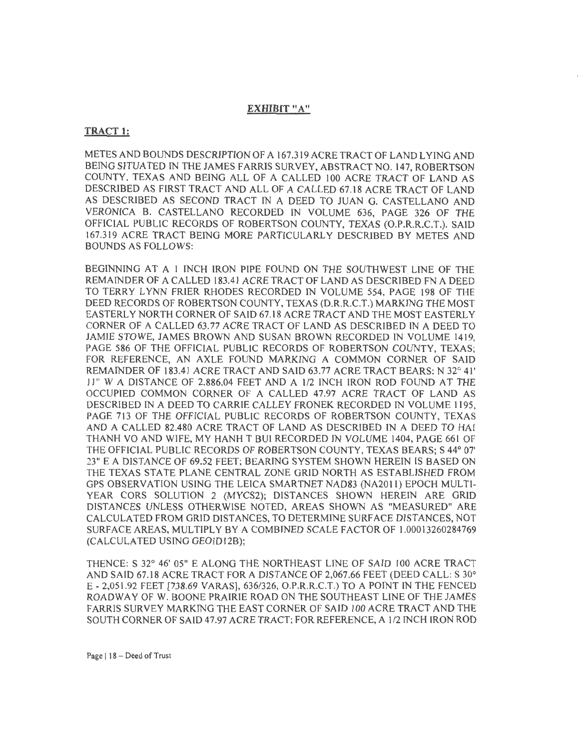**EXHIBIT "A"**

**TRACT 1:**

METES AND BOUNDS DESCRIPTION OF A 167.319 ACRE TRACT OF LAND LYING AND BEING SITUATED IN THE JAMES FARRIS SURVEY, ABSTRACT NO. 147, ROBERTSON COUNTY, TEXAS AND BEING ALL OF A CALLED 100 ACRE TRACT OF LAND AS DESCRIBED AS FIRST TRACT AND ALL OF A CALLED 67.18 ACRE TRACT OF LAND AS DESCRIBED AS SECOND TRACT IN A DEED TO JUAN G. CASTELLANO AND VERONICA B. CASTELLANO RECORDED IN VOLUME 636, PAGE 326 OF THE OFFICIAL PUBLIC RECORDS OF ROBERTSON COUNTY, TEXAS (O.P.R.R.C.T.). SAID 167.319 ACRE TRACT BEING MORE PARTICULARLY DESCRIBED BY METES AND BOUNDS AS FOLLOWS:

BEGINNING AT A 1 INCH IRON PIPE FOUND ON THE SOUTHWEST LINE OF THE REMAINDER OF A CALLED 183.41 ACRE TRACT OF LAND AS DESCRIBED FN A DEED TO TERRY LYNN FRIER RHODES RECORDED IN VOLUME 554, PAGE 198 OF THE DEED RECORDS OF ROBERTSON COUNTY, TEXAS (D.R.R.C.T.) MARKING THE MOST EASTERLY NORTH CORNER OF SAID 67.18 ACRE TRACT AND THE MOST EASTERLY CORNER OF A CALLED 63.77 ACRE TRACT OF LAND AS DESCRIBED IN A DEED TO JAMIE STOWE, JAMES BROWN AND SUSAN BROWN RECORDED IN VOLUME 1419, PAGE 586 OF THE OFFICIAL PUBLIC RECORDS OF ROBERTSON COUNTY, TEXAS; FOR REFERENCE, AN AXLE FOUND MARKING A COMMON CORNER OF SAID REMAINDER OF 183.41 ACRE TRACT AND SAID 63.77 ACRE TRACT BEARS: N 32° 41' 11" W A DISTANCE OF 2,886.04 FEET AND A 1/2 INCH IRON ROD FOUND AT THE OCCUPIED COMMON CORNER OF A CALLED 47.97 ACRE TRACT OF LAND AS DESCRIBED IN A DEED TO CARRIE CALLEY FRONEK RECORDED IN VOLUME 1195, PAGE 713 OF THE OFFICIAL PUBLIC RECORDS OF ROBERTSON COUNTY, TEXAS AND A CALLED 82.480 ACRE TRACT OF LAND AS DESCRIBED IN A DEED TO HAI THANH VO AND WIFE, MY HANH T BUI RECORDED IN VOLUME 1404, PAGE 661 OF THE OFFICIAL PUBLIC RECORDS OF ROBERTSON COUNTY, TEXAS BEARS; S 44° 07' 23" E A DISTANCE OF 69.52 FEET; BEARING SYSTEM SHOWN HEREIN IS BASED ON THE TEXAS STATE PLANE CENTRAL ZONE GRID NORTH AS ESTABLISHED FROM GPS OBSERVATION USING THE LEICA SMARTNET NAD83 (NA2011) EPOCH MULTI-YEAR CORS SOLUTION 2 (MYCS2); DISTANCES SHOWN HEREIN ARE GRID DISTANCES UNLESS OTHERWISE NOTED, AREAS SHOWN AS "MEASURED" ARE CALCULATED FROM GRID DISTANCES, TO DETERMINE SURFACE DISTANCES, NOT SURFACE AREAS, MULTIPLY BY A COMBINED SCALE FACTOR OF 1.00013260284769 (CALCULATED USING GEOID12B);

THENCE: S 32° 46' 05" E ALONG THE NORTHEAST LINE OF SAID 100 ACRE TRACT AND SAID 67.18 ACRE TRACT FOR A DISTANCE OF 2,067.66 FEET (DEED CALL: S 30° E - 2,051.92 FEET [738.69 VARAS], 636/326, O.P.R.R.C.T.) TO A POINT IN THE FENCED ROADWAY OF W. BOONE PRAIRIE ROAD ON THE SOUTHEAST LINE OF THE JAMES FARRIS SURVEY MARKING THE EAST CORNER OF SAID 100 ACRE TRACT AND THE SOUTH CORNER OF SAID 47.97 ACRE TRACT; FOR REFERENCE, A 1/2 INCH IRON ROD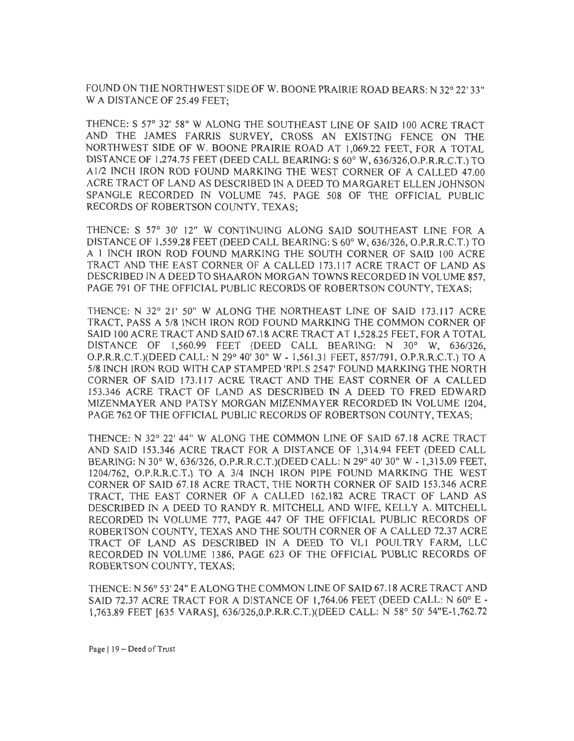FOUND ON THE NORTHWEST SIDE OF W. BOONE PRAIRIE ROAD BEARS: N 32° 22' 33" W A DISTANCE OF 25.49 FEET;

THENCE: S 57° 32' 58" W ALONG THE SOUTHEAST LINE OF SAID 100 ACRE TRACT AND THE JAMES FARRIS SURVEY, CROSS AN EXISTING FENCE ON THE NORTHWEST SIDE OF W. BOONE PRAIRIE ROAD AT 1,069.22 FEET, FOR A TOTAL DISTANCE OF 1,274.75 FEET (DEED CALL BEARING: S 60° W, 636/326,O.P.R.R.C.T.) TO A1/2 INCH IRON ROD FOUND MARKING THE WEST CORNER OF A CALLED 47.00 ACRE TRACT OF LAND AS DESCRIBED IN A DEED TO MARGARET ELLEN JOHNSON SPANGLE RECORDED IN VOLUME 745, PAGE 508 OF THE OFFICIAL PUBLIC RECORDS OF ROBERTSON COUNTY, TEXAS;

THENCE: S 57° 30' 12" W CONTINUING ALONG SAID SOUTHEAST LINE FOR A DISTANCE OF 1,559.28 FEET (DEED CALL BEARING: S 60° W, 636/326, O.P.R.R.C.T.) TO A 1 INCH IRON ROD FOUND MARKING THE SOUTH CORNER OF SAID 100 ACRE TRACT AND THE EAST CORNER OF A CALLED 173.117 ACRE TRACT OF LAND AS DESCRIBED IN A DEED TO SHAARON MORGAN TOWNS RECORDED IN VOLUME 857, PAGE 791 OF THE OFFICIAL PUBLIC RECORDS OF ROBERTSON COUNTY, TEXAS;

THENCE: N 32° 21' 50" W ALONG THE NORTHEAST LINE OF SAID 173.117 ACRE TRACT, PASS A 5/8 INCH IRON ROD FOUND MARKING THE COMMON CORNER OF SAID 100 ACRE TRACT AND SAID 67.18 ACRE TRACT AT 1,528.25 FEET, FOR A TOTAL DISTANCE OF 1,560.99 FEET (DEED CALL BEARING: N 30° W, 636/326, O.P.R.R.C.T.)(DEED CALL: N 29° 40' 30" W - 1,561.31 FEET, 857/791, O.P.R.R.C.T.) TO A 5/8 INCH IRON ROD WITH CAP STAMPED 'RPLS 2547' FOUND MARKING THE NORTH CORNER OF SAID 173.117 ACRE TRACT AND THE EAST CORNER OF A CALLED 153.346 ACRE TRACT OF LAND AS DESCRIBED IN A DEED TO FRED EDWARD MIZENMAYER AND PATSY MORGAN MIZENMAYER RECORDED IN VOLUME 1204, PAGE 762 OF THE OFFICIAL PUBLIC RECORDS OF ROBERTSON COUNTY, TEXAS;

THENCE: N 32° 22' 44" W ALONG THE COMMON LINE OF SAID 67.18 ACRE TRACT AND SAID 153.346 ACRE TRACT FOR A DISTANCE OF 1,314.94 FEET (DEED CALL BEARING: N 30° W, 636/326, O.P.R.R.C.T.)(DEED CALL: N 29° 40' 30" W - 1,315.09 FEET, 1204/762, O.P.R.R.C.T.) TO A 3/4 INCH IRON PIPE FOUND MARKING THE WEST CORNER OF SAID 67.18 ACRE TRACT, THE NORTH CORNER OF SAID 153.346 ACRE TRACT, THE EAST CORNER OF A CALLED 162.182 ACRE TRACT OF LAND AS DESCRIBED IN A DEED TO RANDY R. MITCHELL AND WIFE, KELLY A. MITCHELL RECORDED IN VOLUME 777, PAGE 447 OF THE OFFICIAL PUBLIC RECORDS OF ROBERTSON COUNTY, TEXAS AND THE SOUTH CORNER OF A CALLED 72.37 ACRE TRACT OF LAND AS DESCRIBED IN A DEED TO VLI POULTRY FARM, LLC RECORDED IN VOLUME 1386, PAGE 623 OF THE OFFICIAL PUBLIC RECORDS OF ROBERTSON COUNTY, TEXAS;

THENCE: N 56° 53' 24" E ALONG THE COMMON LINE OF SAID 67.18 ACRE TRACT AND SAID 72.37 ACRE TRACT FOR A DISTANCE OF 1,764.06 FEET (DEED CALL: N 60° E - 1,763.89 FEET [635 VARAS], 636/326,O.P.R.R.C.T.)(DEED CALL: N 58° 50' 54"E-1,762.72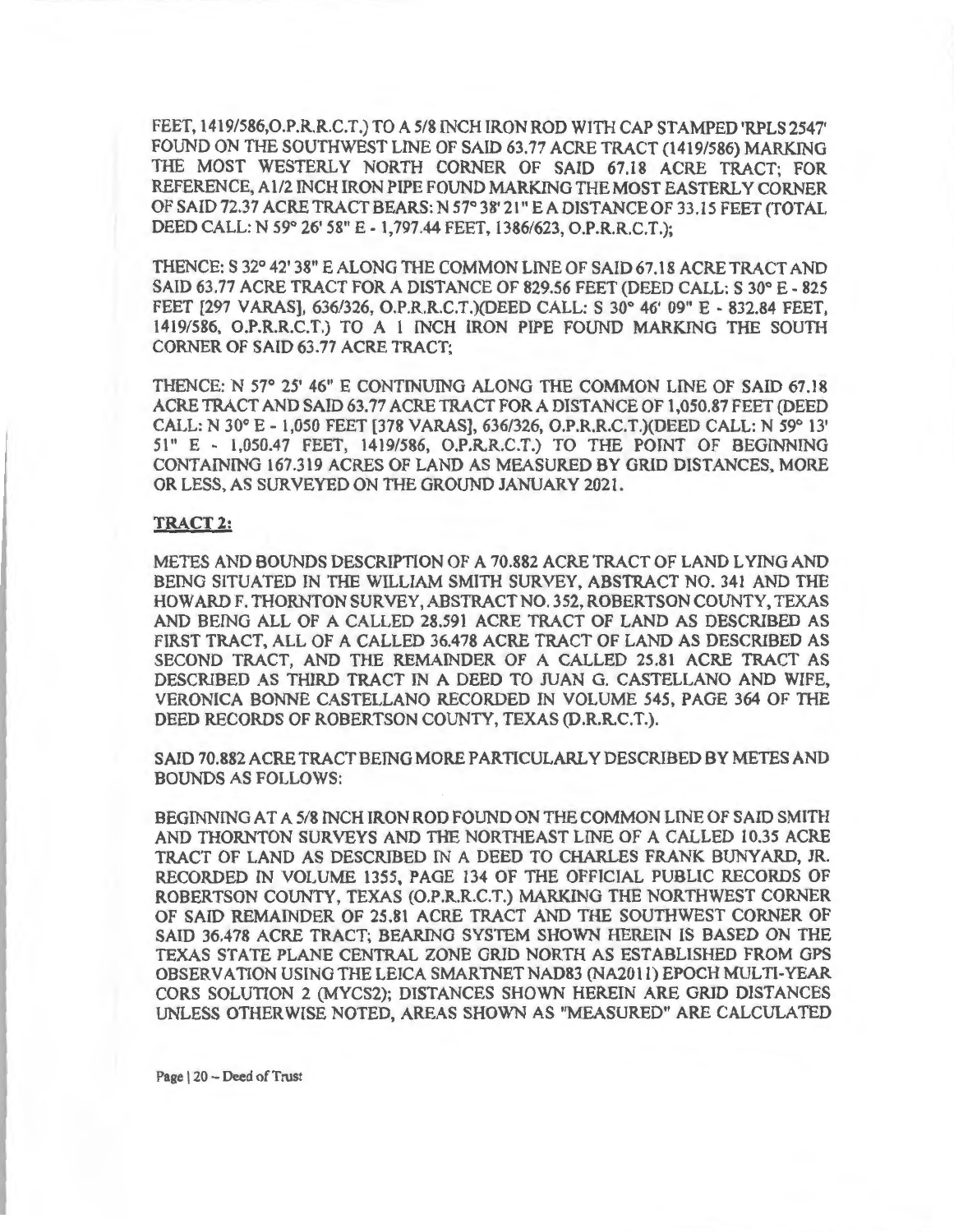FEET, 1419/586,O.P.R.R.C.T.) TO A 5/8 INCH IRON ROD WITH CAP STAMPED 'RPLS 2547' FOUND ON THE SOUTHWEST LINE OF SAID 63.77 ACRE TRACT (1419/586) MARKING THE MOST WESTERLY NORTH CORNER OF SAID 67.18 ACRE TRACT; FOR REFERENCE, A 1/2 INCH IRON PIPE FOUND MARKING THE MOST EASTERLY CORNER OF SAID 72.37 ACRE TRACT BEARS: N 57° 38' 21" E A DISTANCE OF 33.15 FEET (TOTAL DEED CALL: N 59° 26' 58" E - 1,797.44 FEET, 1386/623, O.P.R.R.C.T.);

THENCE: S 32° 42' 38" E ALONG THE COMMON LINE OF SAID 67.18 ACRE TRACT AND SAID 63.77 ACRE TRACT FOR A DISTANCE OF 829.56 FEET (DEED CALL: S 30° E - 825 FEET [297 VARAS], 636/326, O.P.R.R.C.T.)(DEED CALL: S 30° 46' 09" E - 832.84 FEET, 1419/586, O.P.R.R.C.T.) TO A 1 INCH IRON PIPE FOUND MARKING THE SOUTH CORNER OF SAID 63.77 ACRE TRACT;

THENCE: N 57° 25' 46" E CONTINUING ALONG THE COMMON LINE OF SAID 67.18 ACRE TRACT AND SAID 63.77 ACRE TRACT FOR A DISTANCE OF 1,050.87 FEET (DEED CALL: N 30° E - 1,050 FEET [378 VARAS], 636/326, O.P.R.R.C.T.)(DEED CALL: N 59° 13' 51" E - 1,050.47 FEET, 1419/586, O.P.R.R.C.T.) TO THE POINT OF BEGINNING CONTAINING 167.319 ACRES OF LAND AS MEASURED BY GRID DISTANCES, MORE OR LESS, AS SURVEYED ON THE GROUND JANUARY 2021.

**TRACT 2:**

METES AND BOUNDS DESCRIPTION OF A 70.882 ACRE TRACT OF LAND LYING AND BEING SITUATED IN THE WILLIAM SMITH SURVEY, ABSTRACT NO. 341 AND THE HOWARD F. THORNTON SURVEY, ABSTRACT NO. 352, ROBERTSON COUNTY, TEXAS AND BEING ALL OF A CALLED 28.591 ACRE TRACT OF LAND AS DESCRIBED AS FIRST TRACT, ALL OF A CALLED 36.478 ACRE TRACT OF LAND AS DESCRIBED AS SECOND TRACT, AND THE REMAINDER OF A CALLED 25.81 ACRE TRACT AS DESCRIBED AS THIRD TRACT IN A DEED TO JUAN G. CASTELLANO AND WIFE, VERONICA BONNE CASTELLANO RECORDED IN VOLUME 545, PAGE 364 OF THE DEED RECORDS OF ROBERTSON COUNTY, TEXAS (D.R.R.C.T.).

SAID 70.882 ACRE TRACT BEING MORE PARTICULARLY DESCRIBED BY METES AND BOUNDS AS FOLLOWS:

BEGINNING AT A 5/8 INCH IRON ROD FOUND ON THE COMMON LINE OF SAID SMITH AND THORNTON SURVEYS AND THE NORTHEAST LINE OF A CALLED 10.35 ACRE TRACT OF LAND AS DESCRIBED IN A DEED TO CHARLES FRANK BUNYARD, JR. RECORDED IN VOLUME 1355, PAGE 134 OF THE OFFICIAL PUBLIC RECORDS OF ROBERTSON COUNTY, TEXAS (O.P.R.R.C.T.) MARKING THE NORTHWEST CORNER OF SAID REMAINDER OF 25.81 ACRE TRACT AND THE SOUTHWEST CORNER OF SAID 36.478 ACRE TRACT; BEARING SYSTEM SHOWN HEREIN IS BASED ON THE TEXAS STATE PLANE CENTRAL ZONE GRID NORTH AS ESTABLISHED FROM GPS OBSERVATION USING THE LEICA SMARTNET NAD83 (NA2011) EPOCH MULTI-YEAR CORS SOLUTION 2 (MYCS2); DISTANCES SHOWN HEREIN ARE GRID DISTANCES UNLESS OTHERWISE NOTED, AREAS SHOWN AS "MEASURED" ARE CALCULATED

Page | 20 – Deed of Trust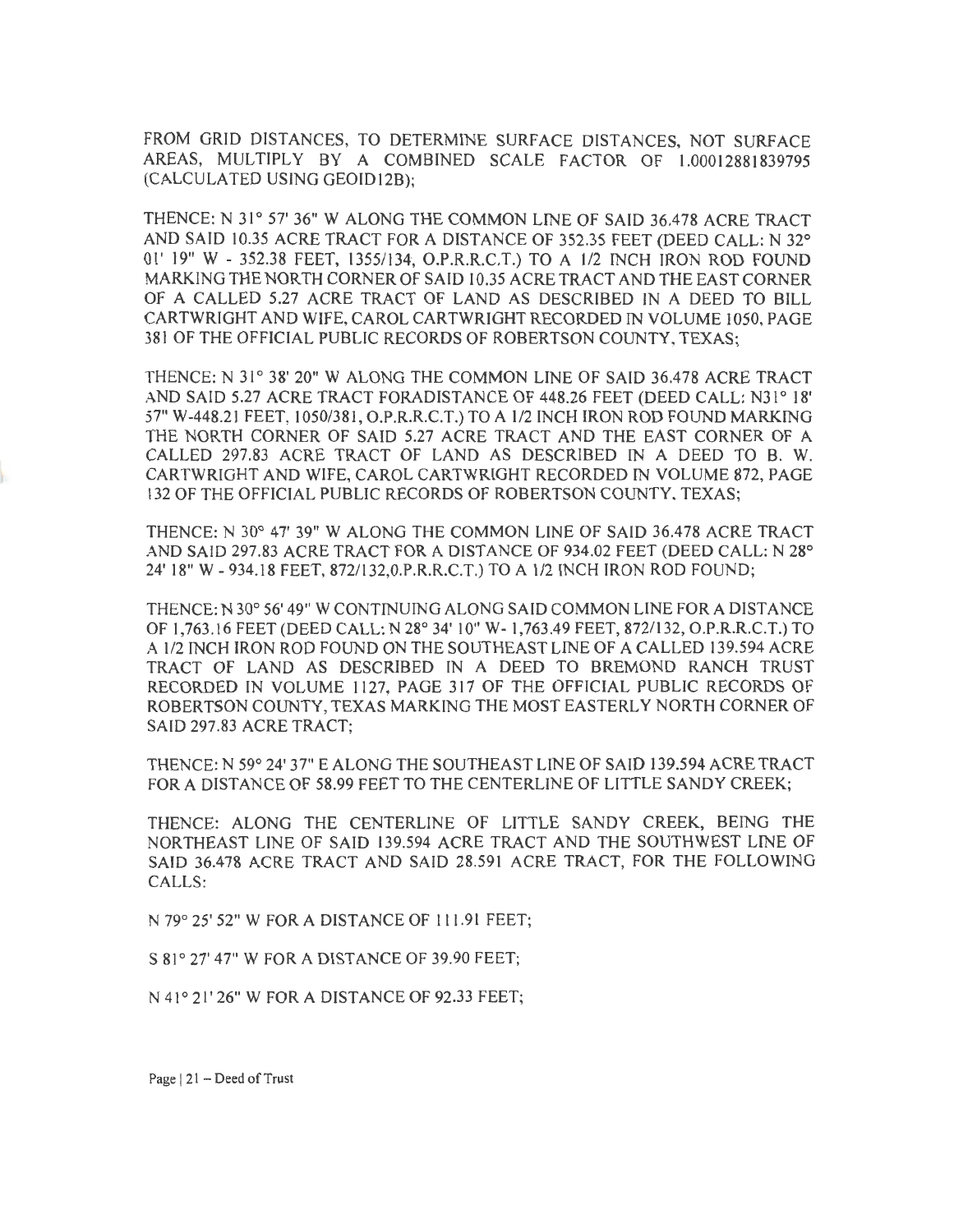FROM GRID DISTANCES, TO DETERMINE SURFACE DISTANCES, NOT SURFACE AREAS, MULTIPLY BY A COMBINED SCALE FACTOR OF 1.00012881839795 (CALCULATED USING GEOID12B);

THENCE: N 31° 57' 36" W ALONG THE COMMON LINE OF SAID 36.478 ACRE TRACT AND SAID 10.35 ACRE TRACT FOR A DISTANCE OF 352.35 FEET (DEED CALL: N 32° 01' 19" W - 352.38 FEET, 1355/134, O.P.R.R.C.T.) TO A 1/2 INCH IRON ROD FOUND MARKING THE NORTH CORNER OF SAID 10.35 ACRE TRACT AND THE EAST CORNER OF A CALLED 5.27 ACRE TRACT OF LAND AS DESCRIBED IN A DEED TO BILL CARTWRIGHT AND WIFE, CAROL CARTWRIGHT RECORDED IN VOLUME 1050, PAGE 381 OF THE OFFICIAL PUBLIC RECORDS OF ROBERTSON COUNTY, TEXAS;

THENCE: N 31° 38' 20" W ALONG THE COMMON LINE OF SAID 36.478 ACRE TRACT AND SAID 5.27 ACRE TRACT FORADISTANCE OF 448.26 FEET (DEED CALL: N31° 18' 57" W-448.21 FEET, 1050/381, O.P.R.R.C.T.) TO A 1/2 INCH IRON ROD FOUND MARKING THE NORTH CORNER OF SAID 5.27 ACRE TRACT AND THE EAST CORNER OF A CALLED 297.83 ACRE TRACT OF LAND AS DESCRIBED IN A DEED TO B. W. CARTWRIGHT AND WIFE, CAROL CARTWRIGHT RECORDED IN VOLUME 872, PAGE 132 OF THE OFFICIAL PUBLIC RECORDS OF ROBERTSON COUNTY, TEXAS;

THENCE: N 30° 47' 39" W ALONG THE COMMON LINE OF SAID 36.478 ACRE TRACT AND SAID 297.83 ACRE TRACT FOR A DISTANCE OF 934.02 FEET (DEED CALL: N 28° 24' 18" W - 934.18 FEET, 872/132,0.P.R.R.C.T.) TO A 1/2 INCH IRON ROD FOUND;

THENCE: N 30° 56' 49" W CONTINUING ALONG SAID COMMON LINE FOR A DISTANCE OF 1,763.16 FEET (DEED CALL: N 28° 34' 10" W- 1,763.49 FEET, 872/132, O.P.R.R.C.T.) TO A 1/2 INCH IRON ROD FOUND ON THE SOUTHEAST LINE OF A CALLED 139.594 ACRE TRACT OF LAND AS DESCRIBED IN A DEED TO BREMOND RANCH TRUST RECORDED IN VOLUME 1127, PAGE 317 OF THE OFFICIAL PUBLIC RECORDS OF ROBERTSON COUNTY, TEXAS MARKING THE MOST EASTERLY NORTH CORNER OF SAID 297.83 ACRE TRACT;

THENCE: N 59° 24' 37" E ALONG THE SOUTHEAST LINE OF SAID 139.594 ACRE TRACT FOR A DISTANCE OF 58.99 FEET TO THE CENTERLINE OF LITTLE SANDY CREEK;

THENCE: ALONG THE CENTERLINE OF LITTLE SANDY CREEK, BEING THE NORTHEAST LINE OF SAID 139.594 ACRE TRACT AND THE SOUTHWEST LINE OF SAID 36.478 ACRE TRACT AND SAID 28.591 ACRE TRACT, FOR THE FOLLOWING CALLS:

N 79° 25' 52" W FOR A DISTANCE OF 111.91 FEET;

S 81° 27' 47" W FOR A DISTANCE OF 39.90 FEET;

N 41° 21' 26" W FOR A DISTANCE OF 92.33 FEET;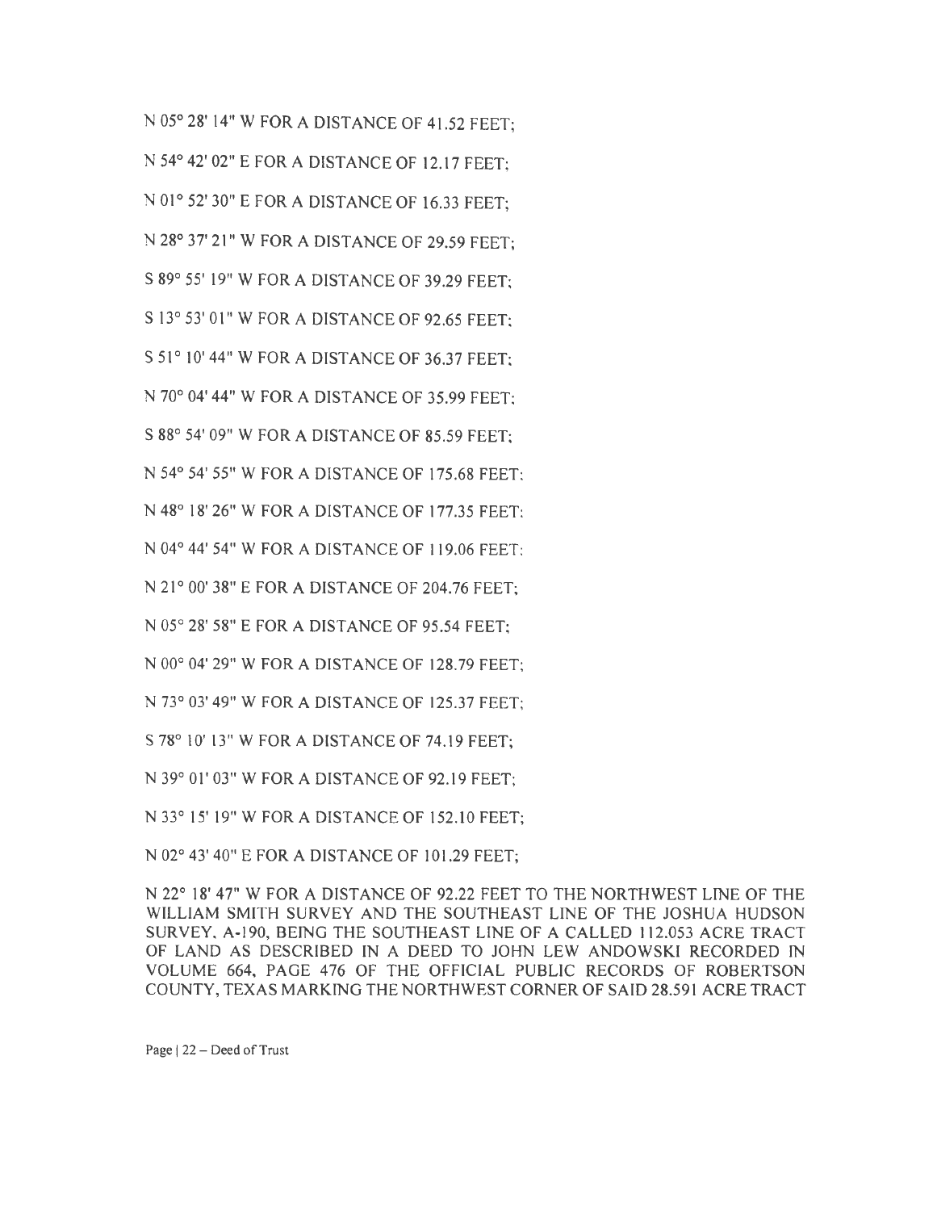N 05° 28' 14" W FOR A DISTANCE OF 41.52 FEET;

N 54° 42' 02" E FOR A DISTANCE OF 12.17 FEET;

N 01° 52' 30" E FOR A DISTANCE OF 16.33 FEET;

N 28° 37' 21" W FOR A DISTANCE OF 29.59 FEET;

S 89° 55' 19" W FOR A DISTANCE OF 39.29 FEET;

S 13° 53' 01" W FOR A DISTANCE OF 92.65 FEET;

S 51° 10' 44" W FOR A DISTANCE OF 36.37 FEET;

N 70° 04' 44" W FOR A DISTANCE OF 35.99 FEET;

S 88° 54' 09" W FOR A DISTANCE OF 85.59 FEET;

N 54° 54' 55" W FOR A DISTANCE OF 175.68 FEET;

N 48° 18' 26" W FOR A DISTANCE OF 177.35 FEET;

N 04° 44' 54" W FOR A DISTANCE OF 119.06 FEET;

N 21° 00' 38" E FOR A DISTANCE OF 204.76 FEET;

N 05° 28' 58" E FOR A DISTANCE OF 95.54 FEET;

N 00° 04' 29" W FOR A DISTANCE OF 128.79 FEET;

N 73° 03' 49" W FOR A DISTANCE OF 125.37 FEET;

S 78° 10' 13" W FOR A DISTANCE OF 74.19 FEET;

N 39° 01' 03" W FOR A DISTANCE OF 92.19 FEET;

N 33° 15' 19" W FOR A DISTANCE OF 152.10 FEET;

N 02° 43' 40" E FOR A DISTANCE OF 101.29 FEET;

N 22° 18' 47" W FOR A DISTANCE OF 92.22 FEET TO THE NORTHWEST LINE OF THE WILLIAM SMITH SURVEY AND THE SOUTHEAST LINE OF THE JOSHUA HUDSON SURVEY, A-190, BEING THE SOUTHEAST LINE OF A CALLED 112.053 ACRE TRACT OF LAND AS DESCRIBED IN A DEED TO JOHN LEW ANDOWSKI RECORDED IN VOLUME 664, PAGE 476 OF THE OFFICIAL PUBLIC RECORDS OF ROBERTSON COUNTY, TEXAS MARKING THE NORTHWEST CORNER OF SAID 28.591 ACRE TRACT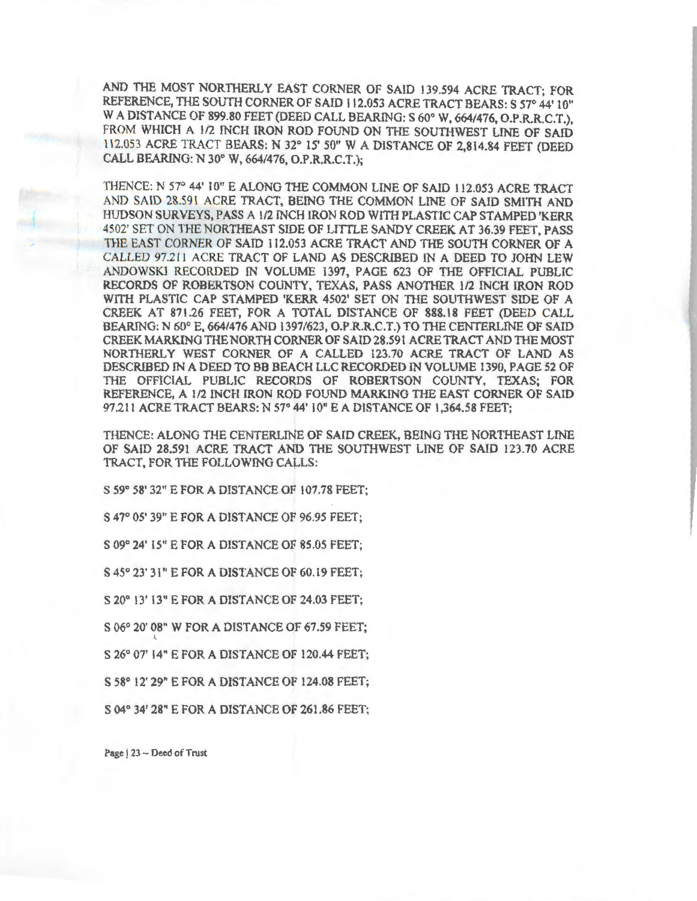AND THE MOST NORTHERLY EAST CORNER OF SAID 139.594 ACRE TRACT; FOR REFERENCE, THE SOUTH CORNER OF SAID 112.053 ACRE TRACT BEARS: S 57° 44' 10" W A DISTANCE OF 899.80 FEET (DEED CALL BEARING: S 60° W, 664/476, O.P.R.R.C.T.), FROM WHICH A 1/2 INCH IRON ROD FOUND ON THE SOUTHWEST LINE OF SAID 112.053 ACRE TRACT BEARS: N 32° 15' 50" W A DISTANCE OF 2,814.84 FEET (DEED CALL BEARING: N 30° W, 664/476, O.P.R.R.C.T.);

THENCE: N 57° 44' 10" E ALONG THE COMMON LINE OF SAID 112.053 ACRE TRACT AND SAID 28.591 ACRE TRACT, BEING THE COMMON LINE OF SAID SMITH AND HUDSON SURVEYS, PASS A 1/2 INCH IRON ROD WITH PLASTIC CAP STAMPED 'KERR 4502' SET ON THE NORTHEAST SIDE OF LITTLE SANDY CREEK AT 36.39 FEET, PASS THE EAST CORNER OF SAID 112.053 ACRE TRACT AND THE SOUTH CORNER OF A CALLED 97.211 ACRE TRACT OF LAND AS DESCRIBED IN A DEED TO JOHN LEW ANDOWSKI RECORDED IN VOLUME 1397, PAGE 623 OF THE OFFICIAL PUBLIC RECORDS OF ROBERTSON COUNTY, TEXAS, PASS ANOTHER 1/2 INCH IRON ROD WITH PLASTIC CAP STAMPED 'KERR 4502' SET ON THE SOUTHWEST SIDE OF A CREEK AT 871.26 FEET, FOR A TOTAL DISTANCE OF 888.18 FEET (DEED CALL BEARING: N 60° E, 664/476 AND 1397/623, O.P.R.R.C.T.) TO THE CENTERLINE OF SAID CREEK MARKING THE NORTH CORNER OF SAID 28.591 ACRE TRACT AND THE MOST NORTHERLY WEST CORNER OF A CALLED 123.70 ACRE TRACT OF LAND AS DESCRIBED IN A DEED TO BB BEACH LLC RECORDED IN VOLUME 1390, PAGE 52 OF THE OFFICIAL PUBLIC RECORDS OF ROBERTSON COUNTY, TEXAS; FOR REFERENCE, A 1/2 INCH IRON ROD FOUND MARKING THE EAST CORNER OF SAID 97.211 ACRE TRACT BEARS: N 57° 44' 10" E A DISTANCE OF 1,364.58 FEET;

THENCE: ALONG THE CENTERLINE OF SAID CREEK, BEING THE NORTHEAST LINE OF SAID 28.591 ACRE TRACT AND THE SOUTHWEST LINE OF SAID 123.70 ACRE TRACT, FOR THE FOLLOWING CALLS:

S 59° 58' 32" E FOR A DISTANCE OF 107.78 FEET;

S 47° 05' 39" E FOR A DISTANCE OF 96.95 FEET;

S 09° 24' 15" E FOR A DISTANCE OF 85.05 FEET;

S 45° 23' 31" E FOR A DISTANCE OF 60.19 FEET;

S 20° 13' 13" E FOR A DISTANCE OF 24.03 FEET;

S 06° 20' 08" W FOR A DISTANCE OF 67.59 FEET;

S 26° 07' 14" E FOR A DISTANCE OF 120.44 FEET;

S 58° 12' 29" E FOR A DISTANCE OF 124.08 FEET;

S 04° 34' 28" E FOR A DISTANCE OF 261.86 FEET;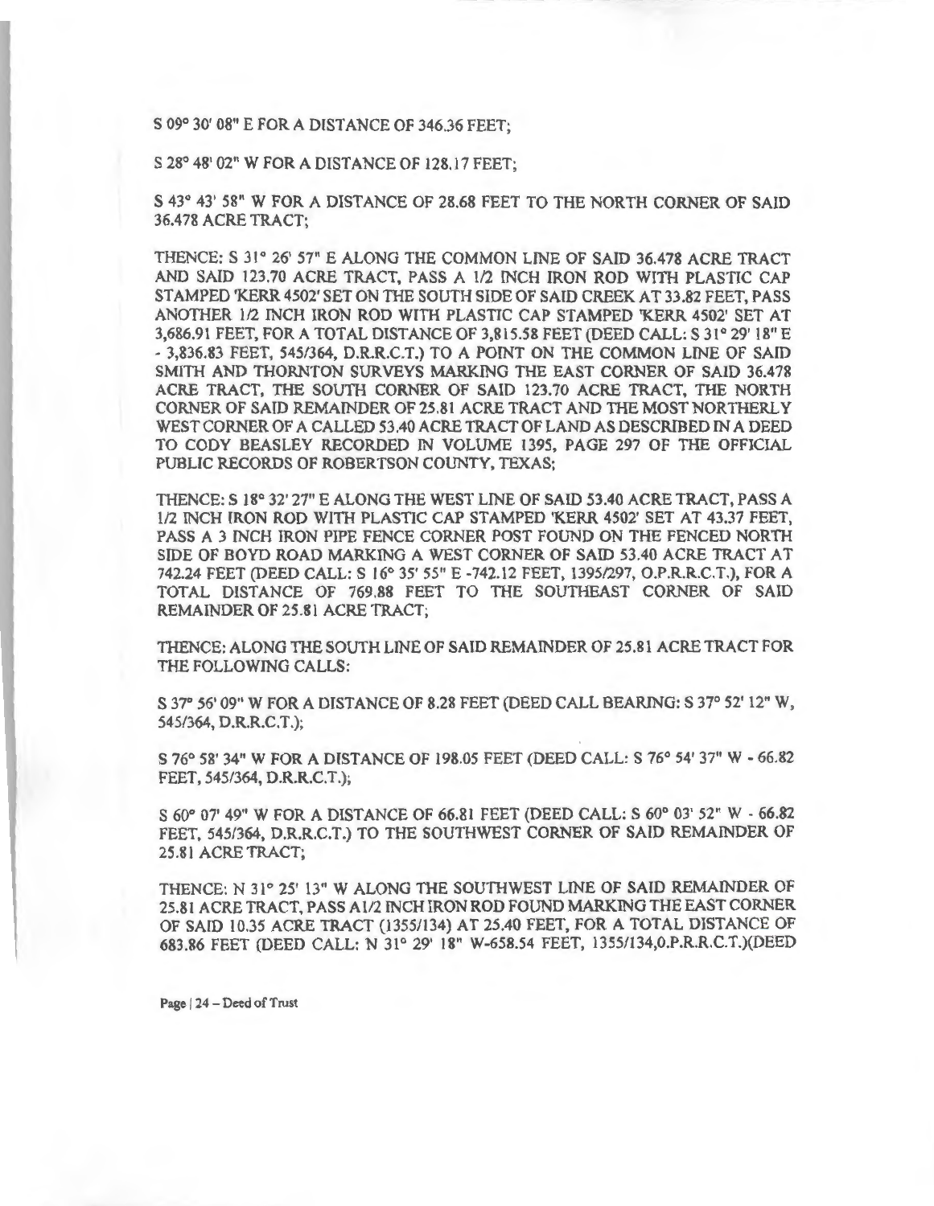S 09° 30' 08" E FOR A DISTANCE OF 346.36 FEET;

S 28° 48' 02" W FOR A DISTANCE OF 128.17 FEET;

S 43° 43' 58" W FOR A DISTANCE OF 28.68 FEET TO THE NORTH CORNER OF SAID 36.478 ACRE TRACT;

THENCE: S 31° 26' 57" E ALONG THE COMMON LINE OF SAID 36.478 ACRE TRACT AND SAID 123.70 ACRE TRACT, PASS A 1/2 INCH IRON ROD WITH PLASTIC CAP STAMPED 'KERR 4502' SET ON THE SOUTH SIDE OF SAID CREEK AT 33.82 FEET, PASS ANOTHER 1/2 INCH IRON ROD WITH PLASTIC CAP STAMPED 'KERR 4502' SET AT 3,686.91 FEET, FOR A TOTAL DISTANCE OF 3,815.58 FEET (DEED CALL: S 31° 29' 18" E - 3,836.83 FEET, 545/364, D.R.R.C.T.) TO A POINT ON THE COMMON LINE OF SAID SMITH AND THORNTON SURVEYS MARKING THE EAST CORNER OF SAID 36.478 ACRE TRACT, THE SOUTH CORNER OF SAID 123.70 ACRE TRACT, THE NORTH CORNER OF SAID REMAINDER OF 25.81 ACRE TRACT AND THE MOST NORTHERLY WEST CORNER OF A CALLED 53.40 ACRE TRACT OF LAND AS DESCRIBED IN A DEED TO CODY BEASLEY RECORDED IN VOLUME 1395, PAGE 297 OF THE OFFICIAL PUBLIC RECORDS OF ROBERTSON COUNTY, TEXAS;

THENCE: S 18° 32' 27" E ALONG THE WEST LINE OF SAID 53.40 ACRE TRACT, PASS A 1/2 INCH IRON ROD WITH PLASTIC CAP STAMPED 'KERR 4502' SET AT 43.37 FEET, PASS A 3 INCH IRON PIPE FENCE CORNER POST FOUND ON THE FENCED NORTH SIDE OF BOYD ROAD MARKING A WEST CORNER OF SAID 53.40 ACRE TRACT AT 742.24 FEET (DEED CALL: S 16° 35' 55" E -742.12 FEET, 1395/297, O.P.R.R.C.T.), FOR A TOTAL DISTANCE OF 769.88 FEET TO THE SOUTHEAST CORNER OF SAID REMAINDER OF 25.81 ACRE TRACT;

THENCE: ALONG THE SOUTH LINE OF SAID REMAINDER OF 25.81 ACRE TRACT FOR THE FOLLOWING CALLS:

S 37° 56' 09" W FOR A DISTANCE OF 8.28 FEET (DEED CALL BEARING: S 37° 52' 12" W, 545/364, D.R.R.C.T.);

S 76° 58' 34" W FOR A DISTANCE OF 198.05 FEET (DEED CALL: S 76° 54' 37" W - 66.82 FEET, 545/364, D.R.R.C.T.);

S 60° 07' 49" W FOR A DISTANCE OF 66.81 FEET (DEED CALL: S 60° 03' 52" W - 66.82 FEET, 545/364, D.R.R.C.T.) TO THE SOUTHWEST CORNER OF SAID REMAINDER OF 25.81 ACRE TRACT;

THENCE: N 31° 25' 13" W ALONG THE SOUTHWEST LINE OF SAID REMAINDER OF 25.81 ACRE TRACT, PASS A1/2 INCH IRON ROD FOUND MARKING THE EAST CORNER OF SAID 10.35 ACRE TRACT (1355/134) AT 25.40 FEET, FOR A TOTAL DISTANCE OF 683.86 FEET (DEED CALL: N 31° 29' 18" W-658.54 FEET, 1355/134,O.P.R.R.C.T.)(DEED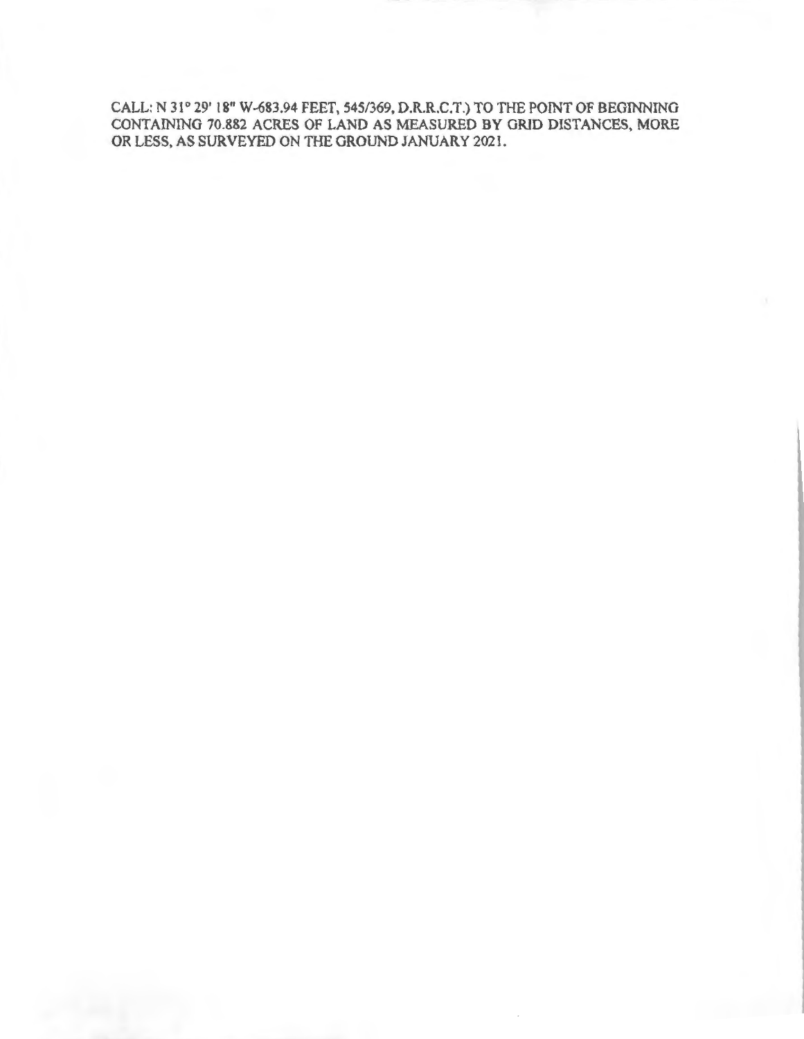CALL: N 31° 29' 18" W-683.94 FEET, 545/369, D.R.R.C.T.) TO THE POINT OF BEGINNING CONTAINING 70.882 ACRES OF LAND AS MEASURED BY GRID DISTANCES, MORE OR LESS, AS SURVEYED ON THE GROUND JANUARY 2021.